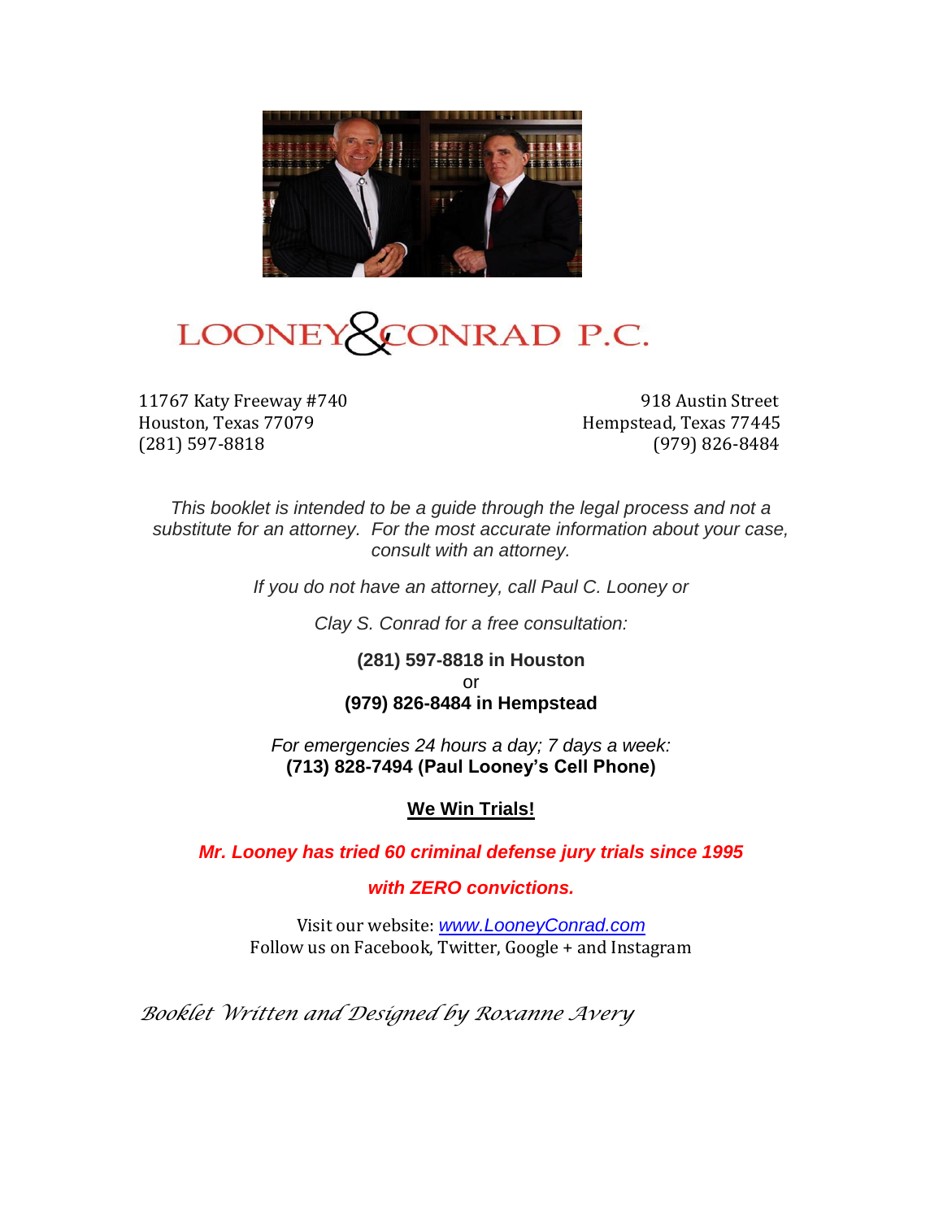# LOONEY & CONRAD P.C.

11767 Katy Freeway #740
Houston, Texas 77079
(281) 597-8818

918 Austin Street
Hempstead, Texas 77445
(979) 826-8484

*This booklet is intended to be a guide through the legal process and not a substitute for an attorney. For the most accurate information about your case, consult with an attorney.*

*If you do not have an attorney, call Paul C. Looney or*

*Clay S. Conrad for a free consultation:*

**(281) 597-8818 in Houston**
or
**(979) 826-8484 in Hempstead**

*For emergencies 24 hours a day; 7 days a week:*
**(713) 828-7494 (Paul Looney's Cell Phone)**

**We Win Trials!**

***Mr. Looney has tried 60 criminal defense jury trials since 1995***

***with ZERO convictions.***

Visit our website: *www.LooneyConrad.com*
Follow us on Facebook, Twitter, Google + and Instagram

*Booklet Written and Designed by Roxanne Avery*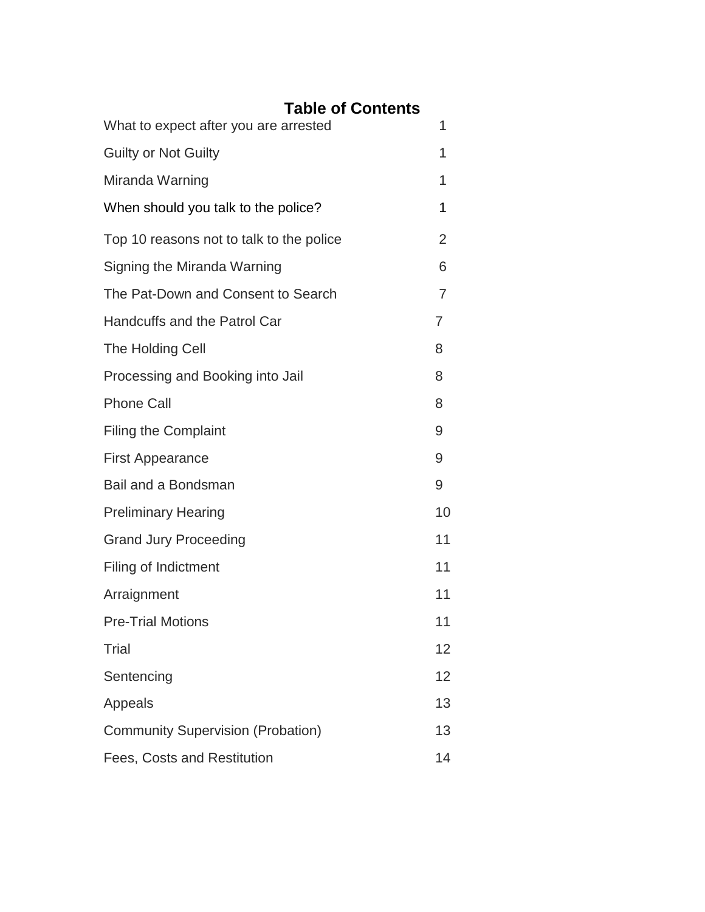# Table of Contents

| | |
|---|---|
| What to expect after you are arrested | 1 |
| Guilty or Not Guilty | 1 |
| Miranda Warning | 1 |
| When should you talk to the police? | 1 |
| Top 10 reasons not to talk to the police | 2 |
| Signing the Miranda Warning | 6 |
| The Pat-Down and Consent to Search | 7 |
| Handcuffs and the Patrol Car | 7 |
| The Holding Cell | 8 |
| Processing and Booking into Jail | 8 |
| Phone Call | 8 |
| Filing the Complaint | 9 |
| First Appearance | 9 |
| Bail and a Bondsman | 9 |
| Preliminary Hearing | 10 |
| Grand Jury Proceeding | 11 |
| Filing of Indictment | 11 |
| Arraignment | 11 |
| Pre-Trial Motions | 11 |
| Trial | 12 |
| Sentencing | 12 |
| Appeals | 13 |
| Community Supervision (Probation) | 13 |
| Fees, Costs and Restitution | 14 |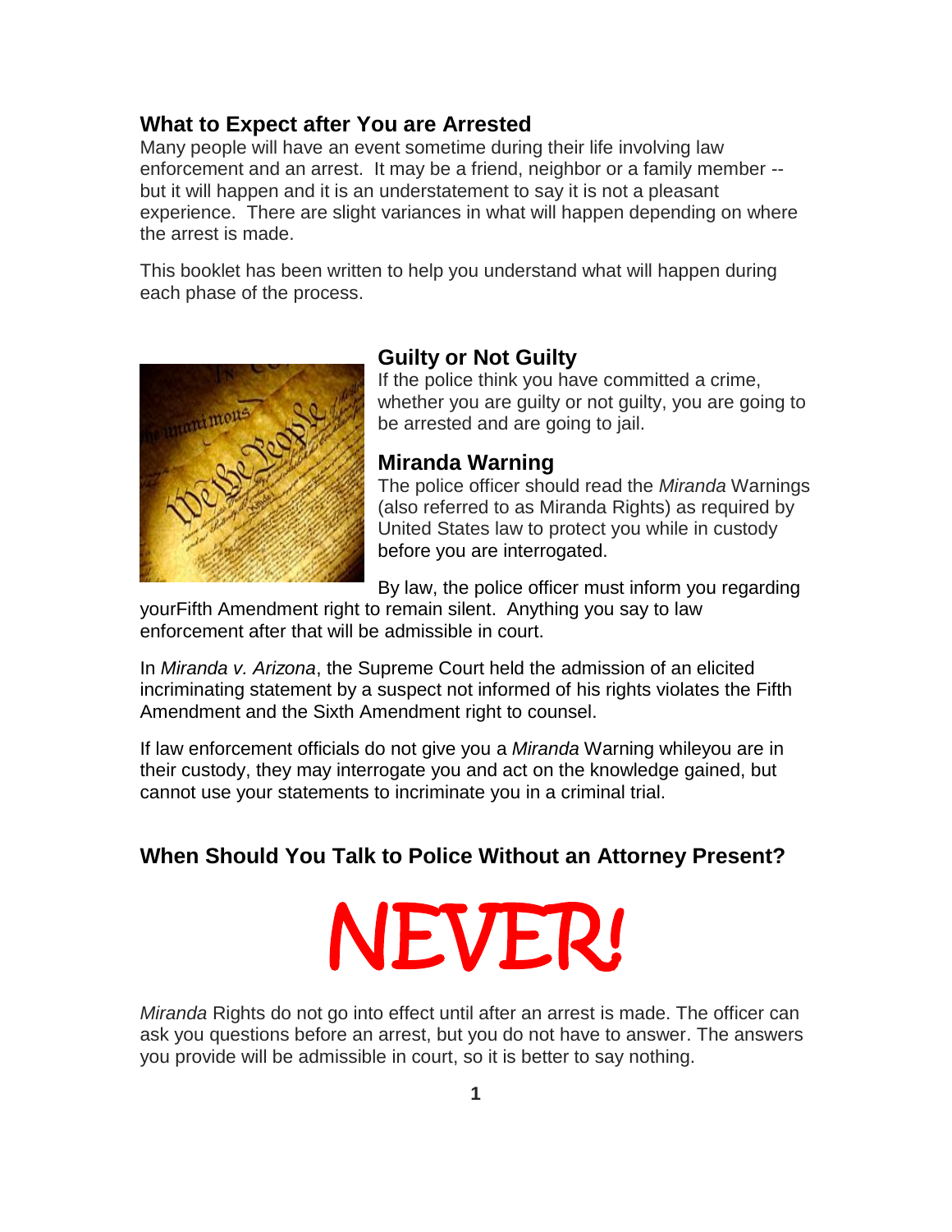## What to Expect after You are Arrested

Many people will have an event sometime during their life involving law enforcement and an arrest. It may be a friend, neighbor or a family member -- but it will happen and it is an understatement to say it is not a pleasant experience. There are slight variances in what will happen depending on where the arrest is made.

This booklet has been written to help you understand what will happen during each phase of the process.

### Guilty or Not Guilty

If the police think you have committed a crime, whether you are guilty or not guilty, you are going to be arrested and are going to jail.

### Miranda Warning

The police officer should read the *Miranda* Warnings (also referred to as Miranda Rights) as required by United States law to protect you while in custody before you are interrogated.

By law, the police officer must inform you regarding yourFifth Amendment right to remain silent. Anything you say to law enforcement after that will be admissible in court.

In *Miranda v. Arizona*, the Supreme Court held the admission of an elicited incriminating statement by a suspect not informed of his rights violates the Fifth Amendment and the Sixth Amendment right to counsel.

If law enforcement officials do not give you a *Miranda* Warning whileyou are in their custody, they may interrogate you and act on the knowledge gained, but cannot use your statements to incriminate you in a criminal trial.

## When Should You Talk to Police Without an Attorney Present?

# NEVER!

*Miranda* Rights do not go into effect until after an arrest is made. The officer can ask you questions before an arrest, but you do not have to answer. The answers you provide will be admissible in court, so it is better to say nothing.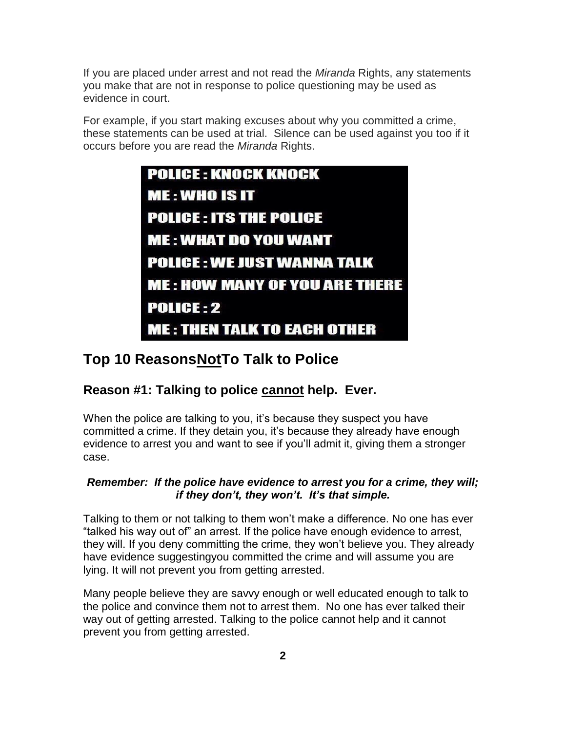If you are placed under arrest and not read the *Miranda* Rights, any statements you make that are not in response to police questioning may be used as evidence in court.

For example, if you start making excuses about why you committed a crime, these statements can be used at trial. Silence can be used against you too if it occurs before you are read the *Miranda* Rights.

**POLICE : KNOCK KNOCK**
**ME : WHO IS IT**
**POLICE : ITS THE POLICE**
**ME : WHAT DO YOU WANT**
**POLICE : WE JUST WANNA TALK**
**ME : HOW MANY OF YOU ARE THERE**
**POLICE : 2**
**ME : THEN TALK TO EACH OTHER**

# Top 10 ReasonsNotTo Talk to Police

## Reason #1: Talking to police cannot help. Ever.

When the police are talking to you, it's because they suspect you have committed a crime. If they detain you, it's because they already have enough evidence to arrest you and want to see if you'll admit it, giving them a stronger case.

***Remember: If the police have evidence to arrest you for a crime, they will; if they don't, they won't. It's that simple.***

Talking to them or not talking to them won't make a difference. No one has ever "talked his way out of" an arrest. If the police have enough evidence to arrest, they will. If you deny committing the crime, they won't believe you. They already have evidence suggestingyou committed the crime and will assume you are lying. It will not prevent you from getting arrested.

Many people believe they are savvy enough or well educated enough to talk to the police and convince them not to arrest them. No one has ever talked their way out of getting arrested. Talking to the police cannot help and it cannot prevent you from getting arrested.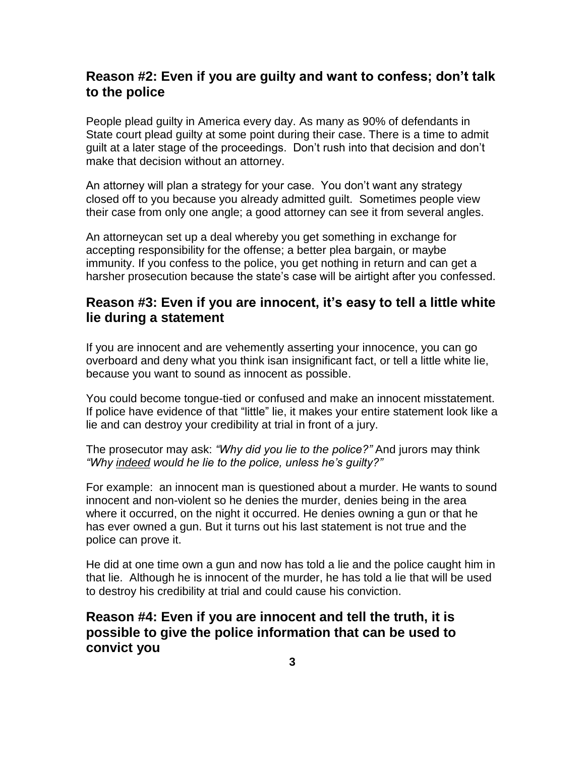## Reason #2: Even if you are guilty and want to confess; don't talk to the police

People plead guilty in America every day. As many as 90% of defendants in State court plead guilty at some point during their case. There is a time to admit guilt at a later stage of the proceedings. Don't rush into that decision and don't make that decision without an attorney.

An attorney will plan a strategy for your case. You don't want any strategy closed off to you because you already admitted guilt. Sometimes people view their case from only one angle; a good attorney can see it from several angles.

An attorneycan set up a deal whereby you get something in exchange for accepting responsibility for the offense; a better plea bargain, or maybe immunity. If you confess to the police, you get nothing in return and can get a harsher prosecution because the state's case will be airtight after you confessed.

## Reason #3: Even if you are innocent, it's easy to tell a little white lie during a statement

If you are innocent and are vehemently asserting your innocence, you can go overboard and deny what you think isan insignificant fact, or tell a little white lie, because you want to sound as innocent as possible.

You could become tongue-tied or confused and make an innocent misstatement. If police have evidence of that "little" lie, it makes your entire statement look like a lie and can destroy your credibility at trial in front of a jury.

The prosecutor may ask: *"Why did you lie to the police?"* And jurors may think *"Why indeed would he lie to the police, unless he's guilty?"*

For example: an innocent man is questioned about a murder. He wants to sound innocent and non-violent so he denies the murder, denies being in the area where it occurred, on the night it occurred. He denies owning a gun or that he has ever owned a gun. But it turns out his last statement is not true and the police can prove it.

He did at one time own a gun and now has told a lie and the police caught him in that lie. Although he is innocent of the murder, he has told a lie that will be used to destroy his credibility at trial and could cause his conviction.

## Reason #4: Even if you are innocent and tell the truth, it is possible to give the police information that can be used to convict you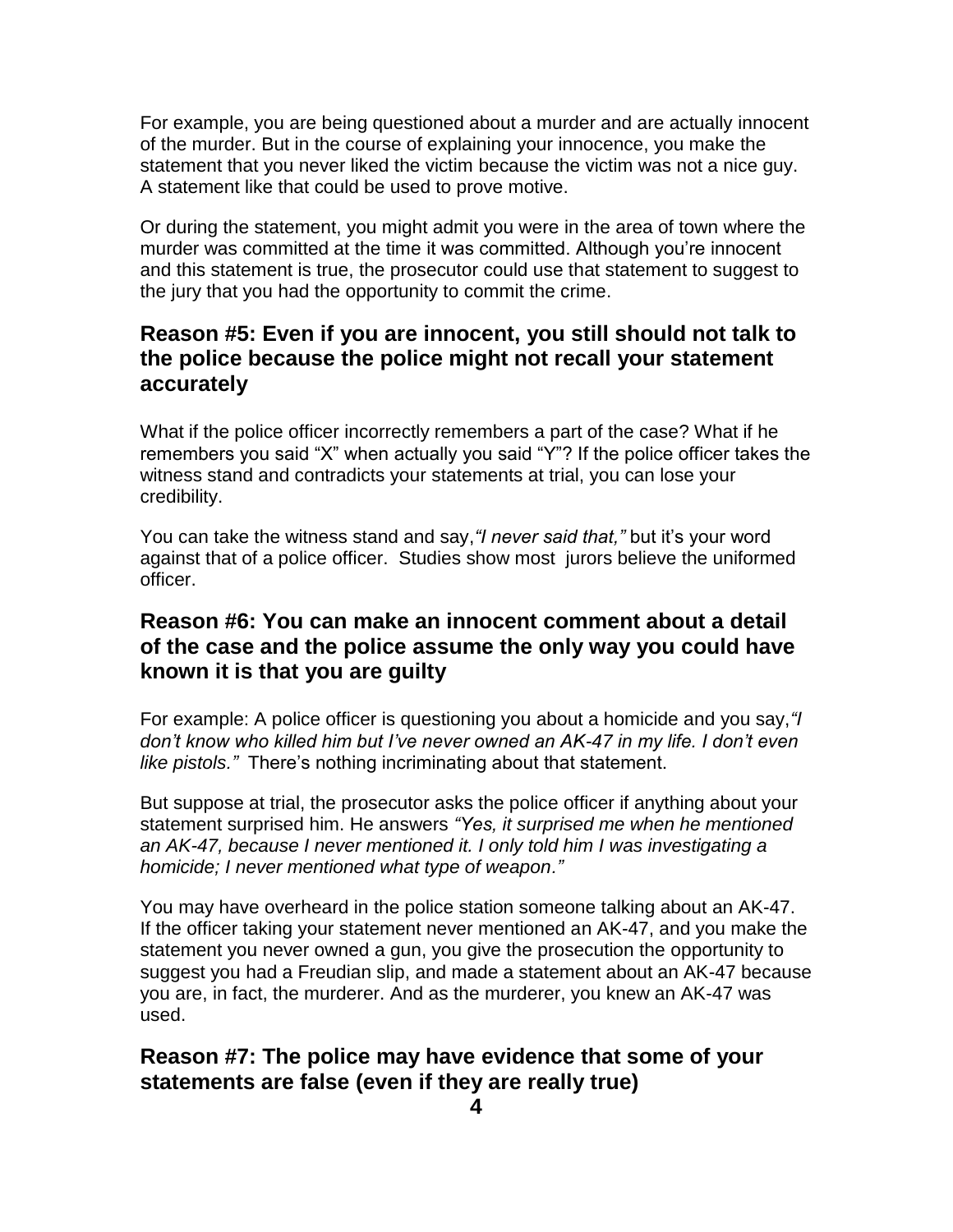For example, you are being questioned about a murder and are actually innocent of the murder. But in the course of explaining your innocence, you make the statement that you never liked the victim because the victim was not a nice guy. A statement like that could be used to prove motive.

Or during the statement, you might admit you were in the area of town where the murder was committed at the time it was committed. Although you're innocent and this statement is true, the prosecutor could use that statement to suggest to the jury that you had the opportunity to commit the crime.

## Reason #5: Even if you are innocent, you still should not talk to the police because the police might not recall your statement accurately

What if the police officer incorrectly remembers a part of the case? What if he remembers you said "X" when actually you said "Y"? If the police officer takes the witness stand and contradicts your statements at trial, you can lose your credibility.

You can take the witness stand and say,*"I never said that,"* but it's your word against that of a police officer. Studies show most jurors believe the uniformed officer.

## Reason #6: You can make an innocent comment about a detail of the case and the police assume the only way you could have known it is that you are guilty

For example: A police officer is questioning you about a homicide and you say,*"I don't know who killed him but I've never owned an AK-47 in my life. I don't even like pistols."* There's nothing incriminating about that statement.

But suppose at trial, the prosecutor asks the police officer if anything about your statement surprised him. He answers *"Yes, it surprised me when he mentioned an AK-47, because I never mentioned it. I only told him I was investigating a homicide; I never mentioned what type of weapon."*

You may have overheard in the police station someone talking about an AK-47. If the officer taking your statement never mentioned an AK-47, and you make the statement you never owned a gun, you give the prosecution the opportunity to suggest you had a Freudian slip, and made a statement about an AK-47 because you are, in fact, the murderer. And as the murderer, you knew an AK-47 was used.

## Reason #7: The police may have evidence that some of your statements are false (even if they are really true)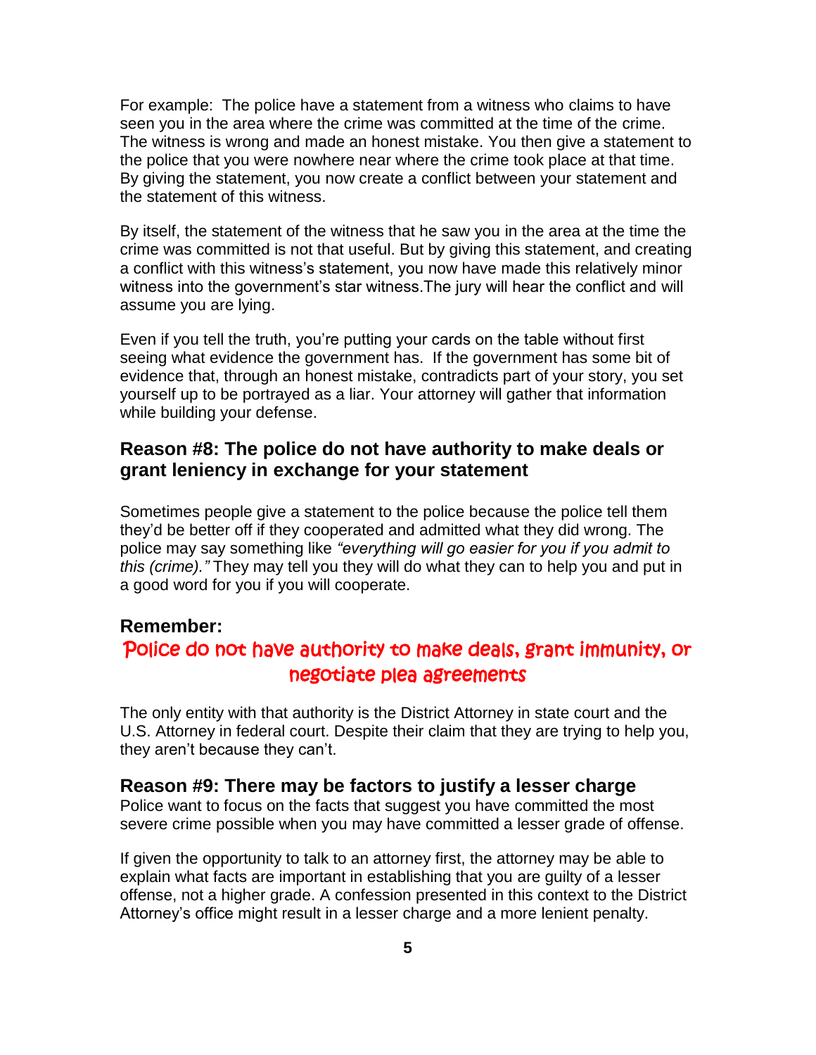For example: The police have a statement from a witness who claims to have seen you in the area where the crime was committed at the time of the crime. The witness is wrong and made an honest mistake. You then give a statement to the police that you were nowhere near where the crime took place at that time. By giving the statement, you now create a conflict between your statement and the statement of this witness.

By itself, the statement of the witness that he saw you in the area at the time the crime was committed is not that useful. But by giving this statement, and creating a conflict with this witness's statement, you now have made this relatively minor witness into the government's star witness.The jury will hear the conflict and will assume you are lying.

Even if you tell the truth, you're putting your cards on the table without first seeing what evidence the government has. If the government has some bit of evidence that, through an honest mistake, contradicts part of your story, you set yourself up to be portrayed as a liar. Your attorney will gather that information while building your defense.

## Reason #8: The police do not have authority to make deals or grant leniency in exchange for your statement

Sometimes people give a statement to the police because the police tell them they'd be better off if they cooperated and admitted what they did wrong. The police may say something like *"everything will go easier for you if you admit to this (crime)."* They may tell you they will do what they can to help you and put in a good word for you if you will cooperate.

**Remember:**

**Police do not have authority to make deals, grant immunity, or negotiate plea agreements**

The only entity with that authority is the District Attorney in state court and the U.S. Attorney in federal court. Despite their claim that they are trying to help you, they aren't because they can't.

## Reason #9: There may be factors to justify a lesser charge

Police want to focus on the facts that suggest you have committed the most severe crime possible when you may have committed a lesser grade of offense.

If given the opportunity to talk to an attorney first, the attorney may be able to explain what facts are important in establishing that you are guilty of a lesser offense, not a higher grade. A confession presented in this context to the District Attorney's office might result in a lesser charge and a more lenient penalty.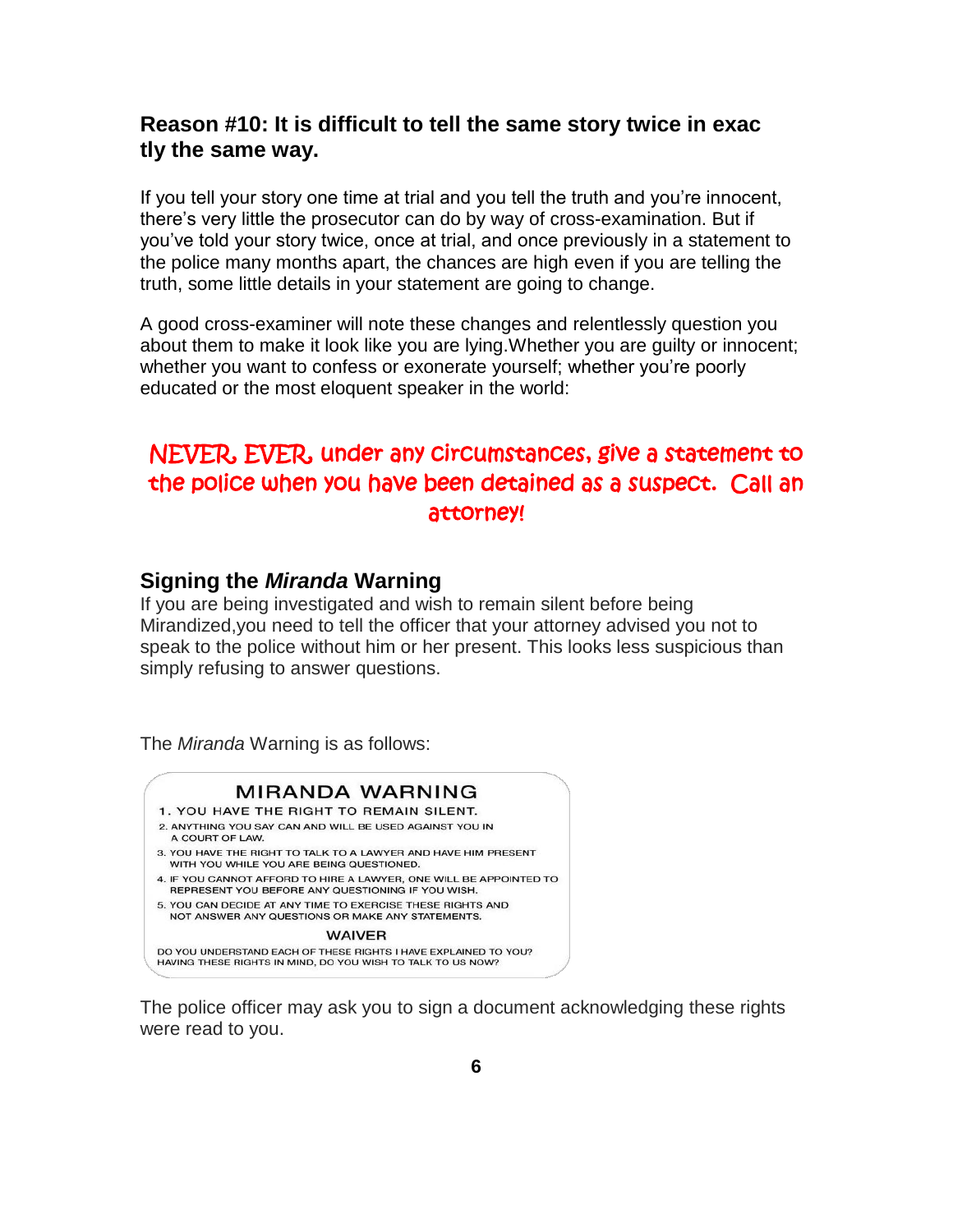### Reason #10: It is difficult to tell the same story twice in exactly the same way.

If you tell your story one time at trial and you tell the truth and you're innocent, there's very little the prosecutor can do by way of cross-examination. But if you've told your story twice, once at trial, and once previously in a statement to the police many months apart, the chances are high even if you are telling the truth, some little details in your statement are going to change.

A good cross-examiner will note these changes and relentlessly question you about them to make it look like you are lying.Whether you are guilty or innocent; whether you want to confess or exonerate yourself; whether you're poorly educated or the most eloquent speaker in the world:

**NEVER, EVER, under any circumstances, give a statement to the police when you have been detained as a suspect. Call an attorney!**

### Signing the *Miranda* Warning

If you are being investigated and wish to remain silent before being Mirandized,you need to tell the officer that your attorney advised you not to speak to the police without him or her present. This looks less suspicious than simply refusing to answer questions.

The *Miranda* Warning is as follows:

**MIRANDA WARNING**

1. YOU HAVE THE RIGHT TO REMAIN SILENT.
2. ANYTHING YOU SAY CAN AND WILL BE USED AGAINST YOU IN A COURT OF LAW.
3. YOU HAVE THE RIGHT TO TALK TO A LAWYER AND HAVE HIM PRESENT WITH YOU WHILE YOU ARE BEING QUESTIONED.
4. IF YOU CANNOT AFFORD TO HIRE A LAWYER, ONE WILL BE APPOINTED TO REPRESENT YOU BEFORE ANY QUESTIONING IF YOU WISH.
5. YOU CAN DECIDE AT ANY TIME TO EXERCISE THESE RIGHTS AND NOT ANSWER ANY QUESTIONS OR MAKE ANY STATEMENTS.

**WAIVER**

DO YOU UNDERSTAND EACH OF THESE RIGHTS I HAVE EXPLAINED TO YOU? HAVING THESE RIGHTS IN MIND, DO YOU WISH TO TALK TO US NOW?

The police officer may ask you to sign a document acknowledging these rights were read to you.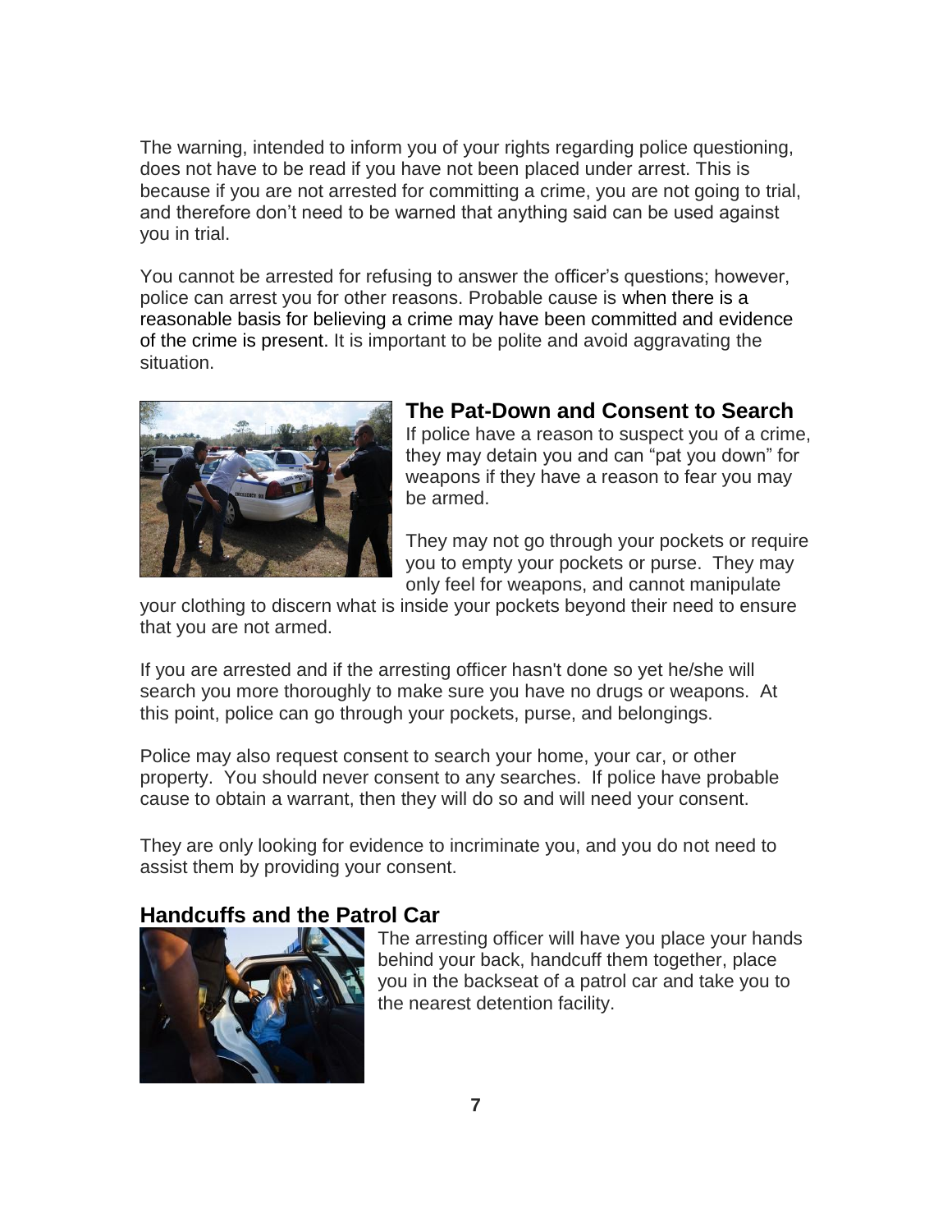The warning, intended to inform you of your rights regarding police questioning, does not have to be read if you have not been placed under arrest. This is because if you are not arrested for committing a crime, you are not going to trial, and therefore don't need to be warned that anything said can be used against you in trial.

You cannot be arrested for refusing to answer the officer's questions; however, police can arrest you for other reasons. Probable cause is when there is a reasonable basis for believing a crime may have been committed and evidence of the crime is present. It is important to be polite and avoid aggravating the situation.

## The Pat-Down and Consent to Search

If police have a reason to suspect you of a crime, they may detain you and can "pat you down" for weapons if they have a reason to fear you may be armed.

They may not go through your pockets or require you to empty your pockets or purse. They may only feel for weapons, and cannot manipulate your clothing to discern what is inside your pockets beyond their need to ensure that you are not armed.

If you are arrested and if the arresting officer hasn't done so yet he/she will search you more thoroughly to make sure you have no drugs or weapons. At this point, police can go through your pockets, purse, and belongings.

Police may also request consent to search your home, your car, or other property. You should never consent to any searches. If police have probable cause to obtain a warrant, then they will do so and will need your consent.

They are only looking for evidence to incriminate you, and you do not need to assist them by providing your consent.

## Handcuffs and the Patrol Car

The arresting officer will have you place your hands behind your back, handcuff them together, place you in the backseat of a patrol car and take you to the nearest detention facility.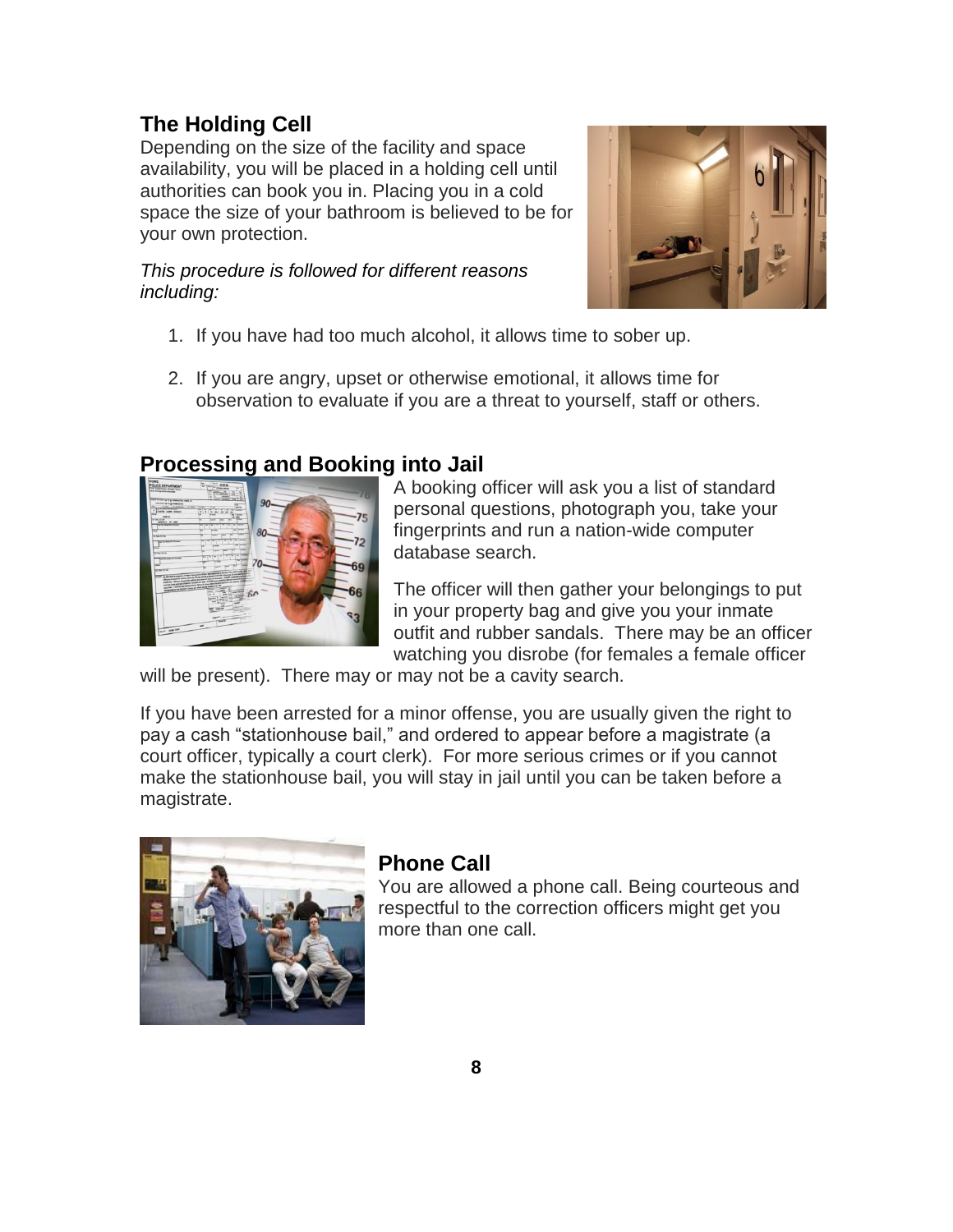## The Holding Cell

Depending on the size of the facility and space availability, you will be placed in a holding cell until authorities can book you in. Placing you in a cold space the size of your bathroom is believed to be for your own protection.

*This procedure is followed for different reasons including:*

1. If you have had too much alcohol, it allows time to sober up.

2. If you are angry, upset or otherwise emotional, it allows time for observation to evaluate if you are a threat to yourself, staff or others.

## Processing and Booking into Jail

A booking officer will ask you a list of standard personal questions, photograph you, take your fingerprints and run a nation-wide computer database search.

The officer will then gather your belongings to put in your property bag and give you your inmate outfit and rubber sandals. There may be an officer watching you disrobe (for females a female officer will be present). There may or may not be a cavity search.

If you have been arrested for a minor offense, you are usually given the right to pay a cash "stationhouse bail," and ordered to appear before a magistrate (a court officer, typically a court clerk). For more serious crimes or if you cannot make the stationhouse bail, you will stay in jail until you can be taken before a magistrate.

## Phone Call

You are allowed a phone call. Being courteous and respectful to the correction officers might get you more than one call.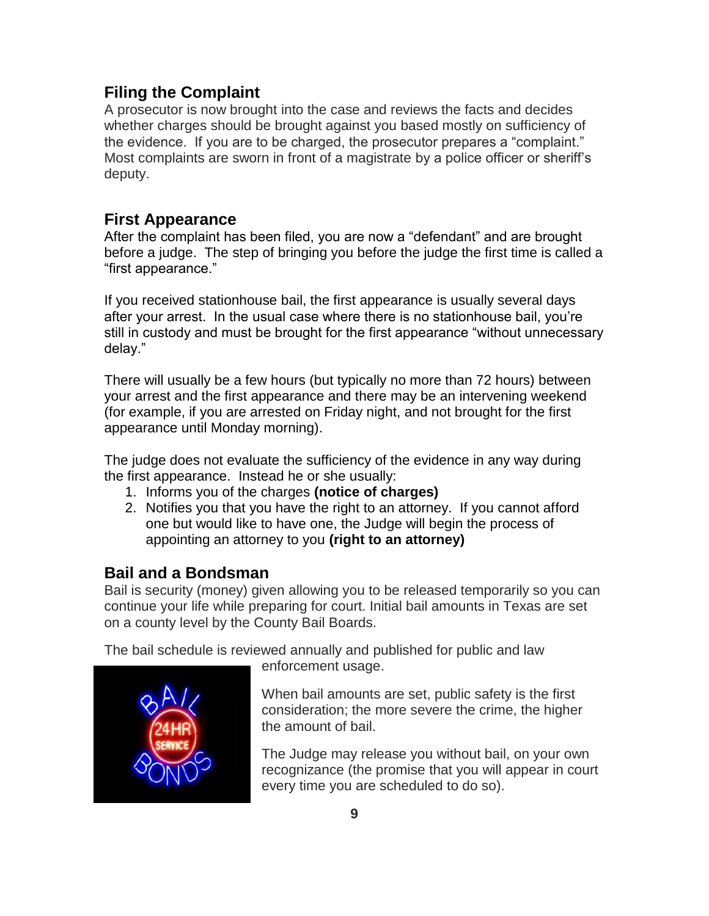## Filing the Complaint

A prosecutor is now brought into the case and reviews the facts and decides whether charges should be brought against you based mostly on sufficiency of the evidence. If you are to be charged, the prosecutor prepares a "complaint." Most complaints are sworn in front of a magistrate by a police officer or sheriff's deputy.

## First Appearance

After the complaint has been filed, you are now a "defendant" and are brought before a judge. The step of bringing you before the judge the first time is called a "first appearance."

If you received stationhouse bail, the first appearance is usually several days after your arrest. In the usual case where there is no stationhouse bail, you're still in custody and must be brought for the first appearance "without unnecessary delay."

There will usually be a few hours (but typically no more than 72 hours) between your arrest and the first appearance and there may be an intervening weekend (for example, if you are arrested on Friday night, and not brought for the first appearance until Monday morning).

The judge does not evaluate the sufficiency of the evidence in any way during the first appearance. Instead he or she usually:

1. Informs you of the charges **(notice of charges)**
2. Notifies you that you have the right to an attorney. If you cannot afford one but would like to have one, the Judge will begin the process of appointing an attorney to you **(right to an attorney)**

## Bail and a Bondsman

Bail is security (money) given allowing you to be released temporarily so you can continue your life while preparing for court. Initial bail amounts in Texas are set on a county level by the County Bail Boards.

The bail schedule is reviewed annually and published for public and law enforcement usage.

When bail amounts are set, public safety is the first consideration; the more severe the crime, the higher the amount of bail.

The Judge may release you without bail, on your own recognizance (the promise that you will appear in court every time you are scheduled to do so).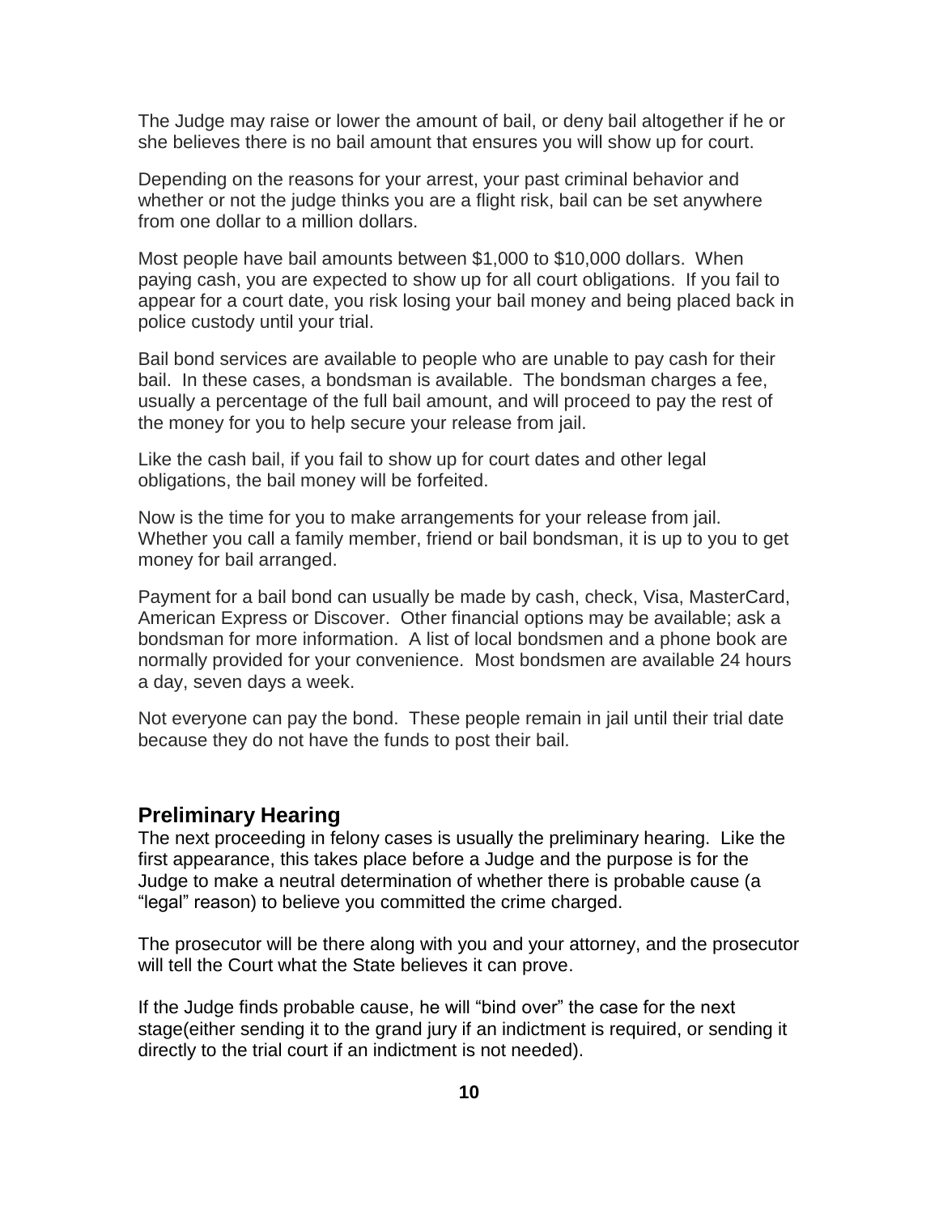The Judge may raise or lower the amount of bail, or deny bail altogether if he or she believes there is no bail amount that ensures you will show up for court.

Depending on the reasons for your arrest, your past criminal behavior and whether or not the judge thinks you are a flight risk, bail can be set anywhere from one dollar to a million dollars.

Most people have bail amounts between $1,000 to $10,000 dollars. When paying cash, you are expected to show up for all court obligations. If you fail to appear for a court date, you risk losing your bail money and being placed back in police custody until your trial.

Bail bond services are available to people who are unable to pay cash for their bail. In these cases, a bondsman is available. The bondsman charges a fee, usually a percentage of the full bail amount, and will proceed to pay the rest of the money for you to help secure your release from jail.

Like the cash bail, if you fail to show up for court dates and other legal obligations, the bail money will be forfeited.

Now is the time for you to make arrangements for your release from jail. Whether you call a family member, friend or bail bondsman, it is up to you to get money for bail arranged.

Payment for a bail bond can usually be made by cash, check, Visa, MasterCard, American Express or Discover. Other financial options may be available; ask a bondsman for more information. A list of local bondsmen and a phone book are normally provided for your convenience. Most bondsmen are available 24 hours a day, seven days a week.

Not everyone can pay the bond. These people remain in jail until their trial date because they do not have the funds to post their bail.

## Preliminary Hearing

The next proceeding in felony cases is usually the preliminary hearing. Like the first appearance, this takes place before a Judge and the purpose is for the Judge to make a neutral determination of whether there is probable cause (a "legal" reason) to believe you committed the crime charged.

The prosecutor will be there along with you and your attorney, and the prosecutor will tell the Court what the State believes it can prove.

If the Judge finds probable cause, he will "bind over" the case for the next stage(either sending it to the grand jury if an indictment is required, or sending it directly to the trial court if an indictment is not needed).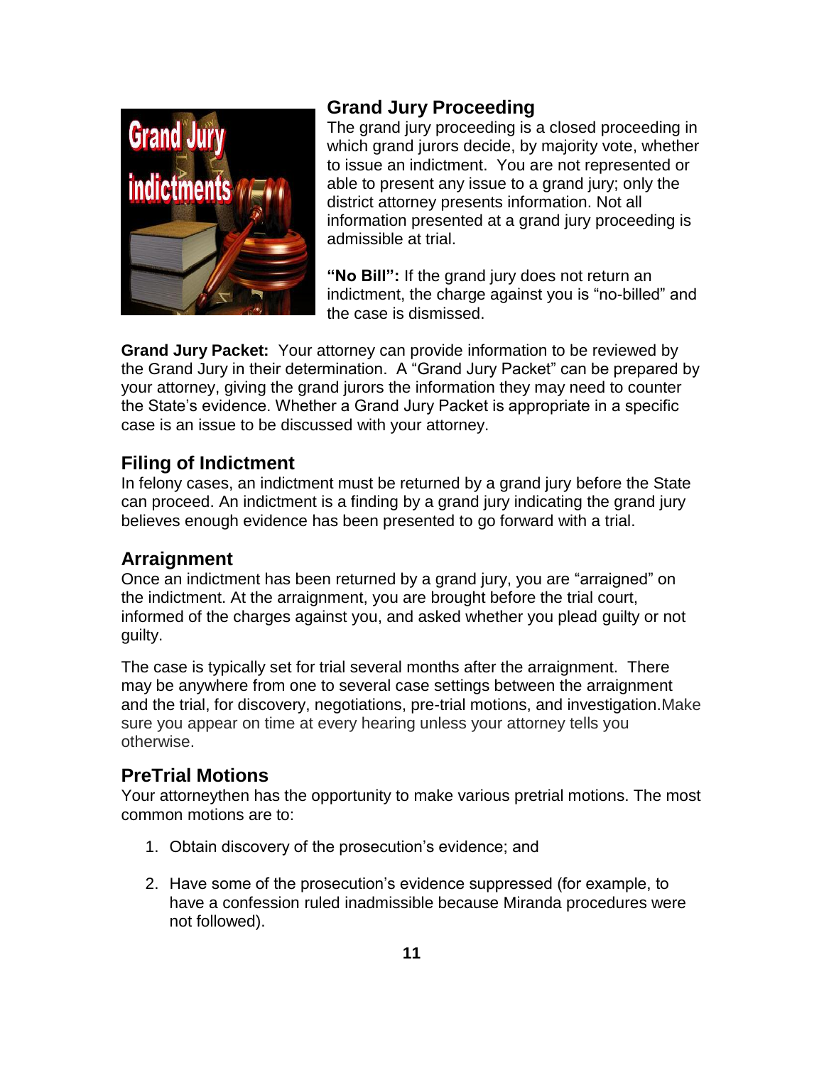## Grand Jury Proceeding

The grand jury proceeding is a closed proceeding in which grand jurors decide, by majority vote, whether to issue an indictment. You are not represented or able to present any issue to a grand jury; only the district attorney presents information. Not all information presented at a grand jury proceeding is admissible at trial.

**"No Bill":** If the grand jury does not return an indictment, the charge against you is "no-billed" and the case is dismissed.

**Grand Jury Packet:** Your attorney can provide information to be reviewed by the Grand Jury in their determination. A "Grand Jury Packet" can be prepared by your attorney, giving the grand jurors the information they may need to counter the State's evidence. Whether a Grand Jury Packet is appropriate in a specific case is an issue to be discussed with your attorney.

## Filing of Indictment

In felony cases, an indictment must be returned by a grand jury before the State can proceed. An indictment is a finding by a grand jury indicating the grand jury believes enough evidence has been presented to go forward with a trial.

## Arraignment

Once an indictment has been returned by a grand jury, you are "arraigned" on the indictment. At the arraignment, you are brought before the trial court, informed of the charges against you, and asked whether you plead guilty or not guilty.

The case is typically set for trial several months after the arraignment. There may be anywhere from one to several case settings between the arraignment and the trial, for discovery, negotiations, pre-trial motions, and investigation.Make sure you appear on time at every hearing unless your attorney tells you otherwise.

## PreTrial Motions

Your attorneythen has the opportunity to make various pretrial motions. The most common motions are to:

1. Obtain discovery of the prosecution's evidence; and
2. Have some of the prosecution's evidence suppressed (for example, to have a confession ruled inadmissible because Miranda procedures were not followed).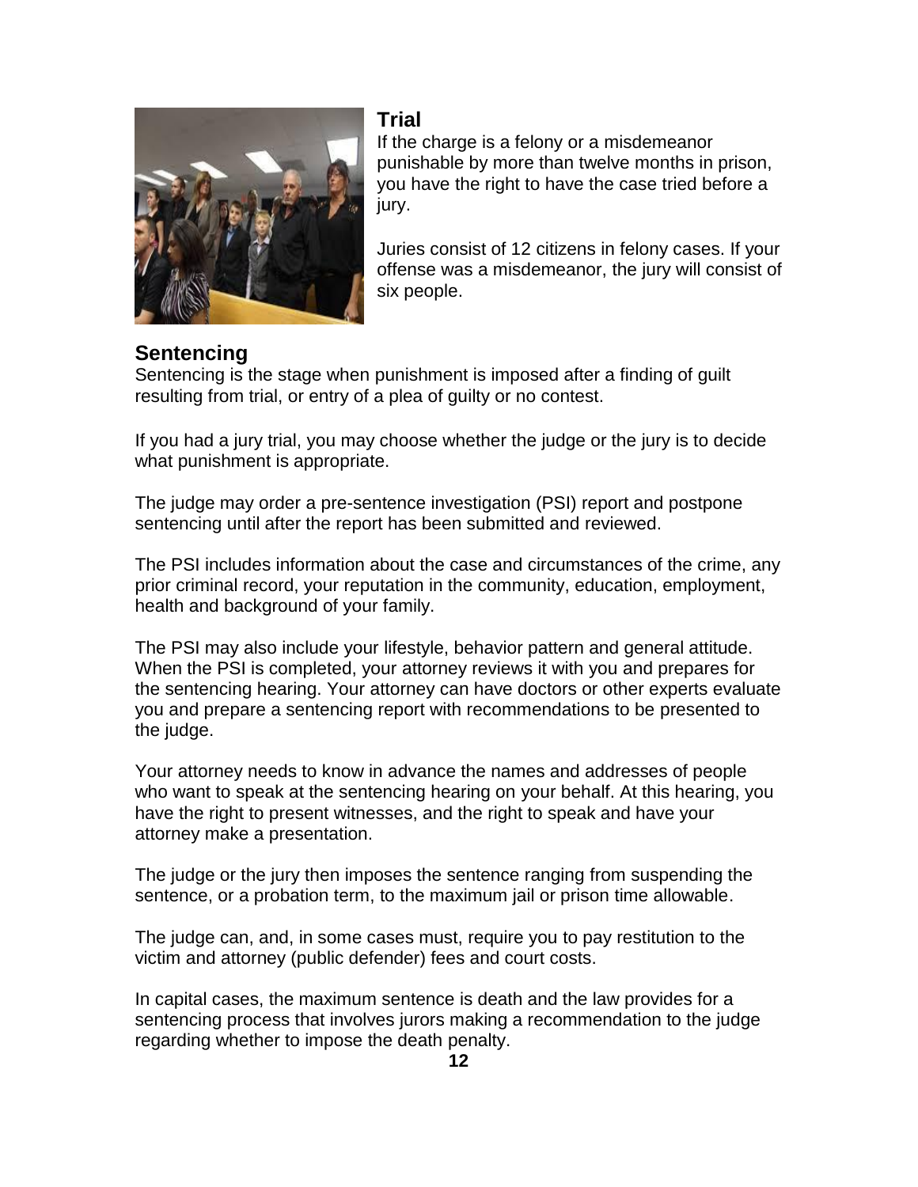## Trial

If the charge is a felony or a misdemeanor punishable by more than twelve months in prison, you have the right to have the case tried before a jury.

Juries consist of 12 citizens in felony cases. If your offense was a misdemeanor, the jury will consist of six people.

## Sentencing

Sentencing is the stage when punishment is imposed after a finding of guilt resulting from trial, or entry of a plea of guilty or no contest.

If you had a jury trial, you may choose whether the judge or the jury is to decide what punishment is appropriate.

The judge may order a pre-sentence investigation (PSI) report and postpone sentencing until after the report has been submitted and reviewed.

The PSI includes information about the case and circumstances of the crime, any prior criminal record, your reputation in the community, education, employment, health and background of your family.

The PSI may also include your lifestyle, behavior pattern and general attitude. When the PSI is completed, your attorney reviews it with you and prepares for the sentencing hearing. Your attorney can have doctors or other experts evaluate you and prepare a sentencing report with recommendations to be presented to the judge.

Your attorney needs to know in advance the names and addresses of people who want to speak at the sentencing hearing on your behalf. At this hearing, you have the right to present witnesses, and the right to speak and have your attorney make a presentation.

The judge or the jury then imposes the sentence ranging from suspending the sentence, or a probation term, to the maximum jail or prison time allowable.

The judge can, and, in some cases must, require you to pay restitution to the victim and attorney (public defender) fees and court costs.

In capital cases, the maximum sentence is death and the law provides for a sentencing process that involves jurors making a recommendation to the judge regarding whether to impose the death penalty.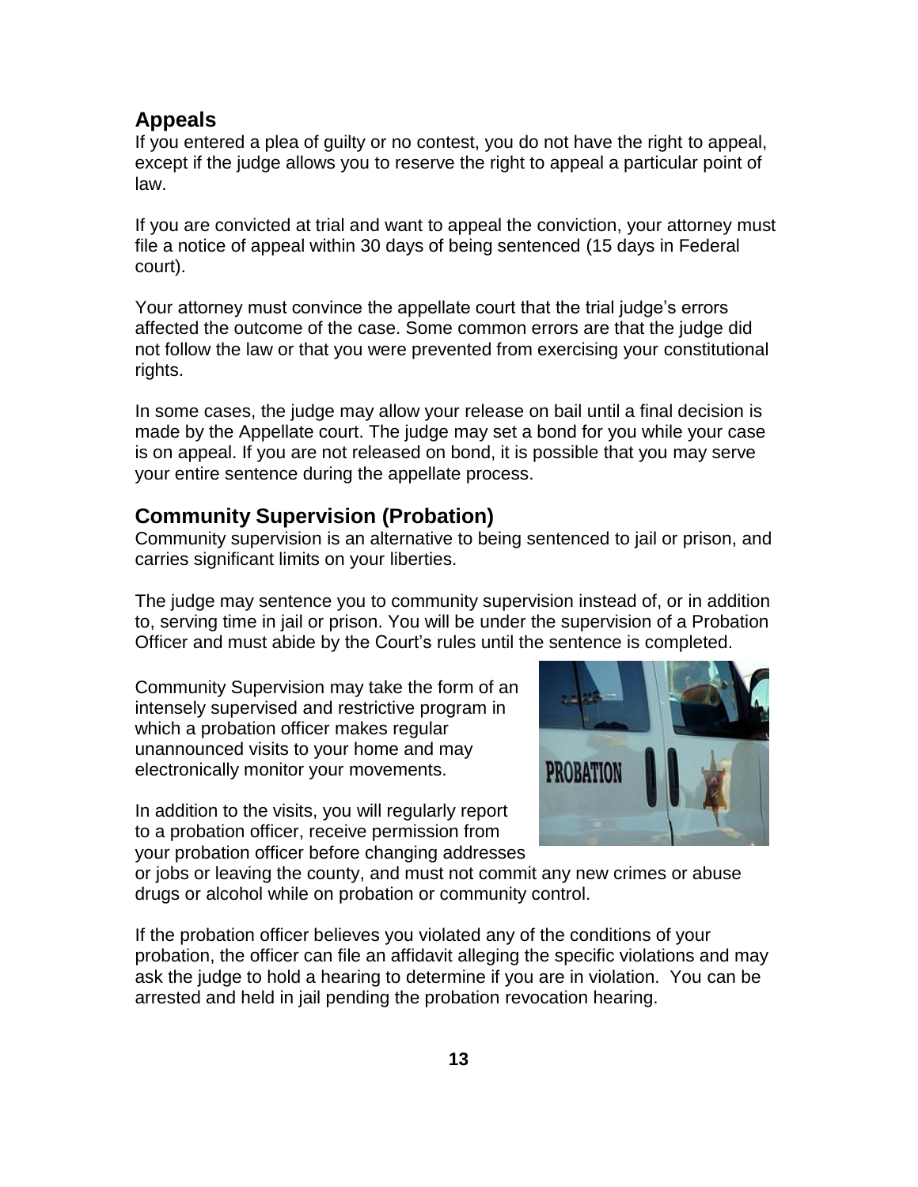## Appeals

If you entered a plea of guilty or no contest, you do not have the right to appeal, except if the judge allows you to reserve the right to appeal a particular point of law.

If you are convicted at trial and want to appeal the conviction, your attorney must file a notice of appeal within 30 days of being sentenced (15 days in Federal court).

Your attorney must convince the appellate court that the trial judge's errors affected the outcome of the case. Some common errors are that the judge did not follow the law or that you were prevented from exercising your constitutional rights.

In some cases, the judge may allow your release on bail until a final decision is made by the Appellate court. The judge may set a bond for you while your case is on appeal. If you are not released on bond, it is possible that you may serve your entire sentence during the appellate process.

## Community Supervision (Probation)

Community supervision is an alternative to being sentenced to jail or prison, and carries significant limits on your liberties.

The judge may sentence you to community supervision instead of, or in addition to, serving time in jail or prison. You will be under the supervision of a Probation Officer and must abide by the Court's rules until the sentence is completed.

Community Supervision may take the form of an intensely supervised and restrictive program in which a probation officer makes regular unannounced visits to your home and may electronically monitor your movements.

In addition to the visits, you will regularly report to a probation officer, receive permission from your probation officer before changing addresses or jobs or leaving the county, and must not commit any new crimes or abuse drugs or alcohol while on probation or community control.

If the probation officer believes you violated any of the conditions of your probation, the officer can file an affidavit alleging the specific violations and may ask the judge to hold a hearing to determine if you are in violation. You can be arrested and held in jail pending the probation revocation hearing.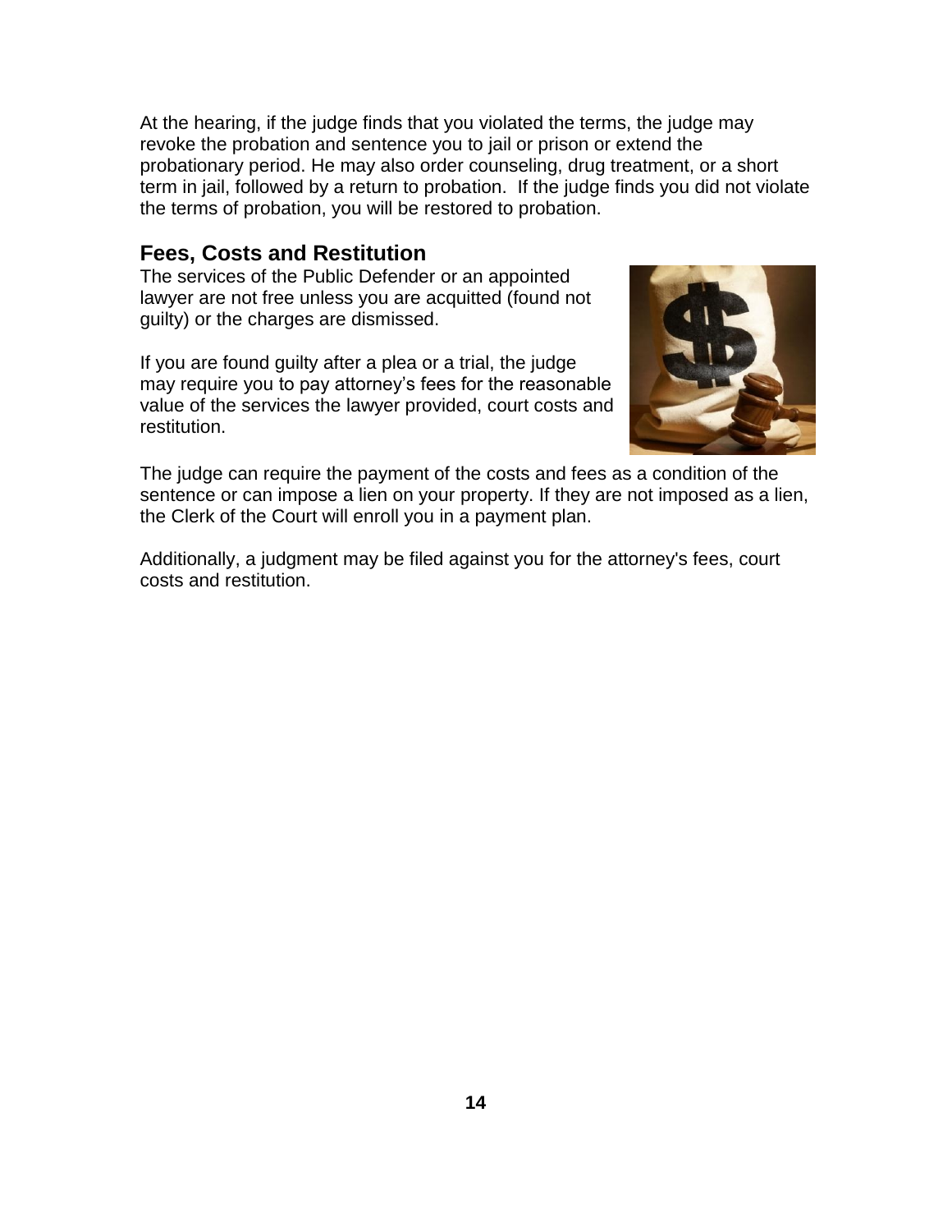At the hearing, if the judge finds that you violated the terms, the judge may revoke the probation and sentence you to jail or prison or extend the probationary period. He may also order counseling, drug treatment, or a short term in jail, followed by a return to probation. If the judge finds you did not violate the terms of probation, you will be restored to probation.

## Fees, Costs and Restitution

The services of the Public Defender or an appointed lawyer are not free unless you are acquitted (found not guilty) or the charges are dismissed.

If you are found guilty after a plea or a trial, the judge may require you to pay attorney's fees for the reasonable value of the services the lawyer provided, court costs and restitution.

The judge can require the payment of the costs and fees as a condition of the sentence or can impose a lien on your property. If they are not imposed as a lien, the Clerk of the Court will enroll you in a payment plan.

Additionally, a judgment may be filed against you for the attorney's fees, court costs and restitution.